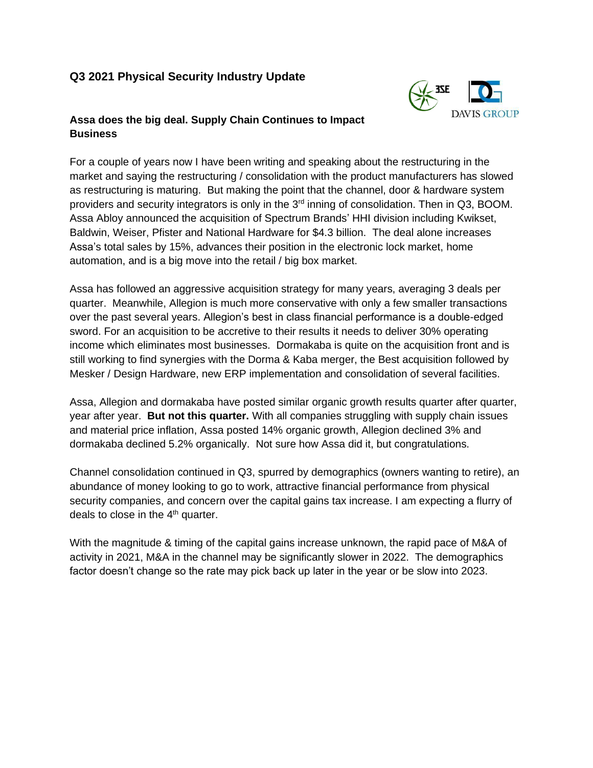## Q3 2021 Physical Security Industry Update

### Assa does the big deal. Supply Chain Continues to Impact Business

For a couple of years now I have been writing and speaking about the restructuring in the market and saying the restructuring / consolidation with the product manufacturers has slowed as restructuring is maturing. But making the point that the channel, door & hardware system providers and security integrators is only in the 3rd inning of consolidation. Then in Q3, BOOM. Assa Abloy announced the acquisition of Spectrum Brands' HHI division including Kwikset, Baldwin, Weiser, Pfister and National Hardware for $4.3 billion. The deal alone increases Assa's total sales by 15%, advances their position in the electronic lock market, home automation, and is a big move into the retail / big box market.

Assa has followed an aggressive acquisition strategy for many years, averaging 3 deals per quarter. Meanwhile, Allegion is much more conservative with only a few smaller transactions over the past several years. Allegion's best in class financial performance is a double-edged sword. For an acquisition to be accretive to their results it needs to deliver 30% operating income which eliminates most businesses. Dormakaba is quite on the acquisition front and is still working to find synergies with the Dorma & Kaba merger, the Best acquisition followed by Mesker / Design Hardware, new ERP implementation and consolidation of several facilities.

Assa, Allegion and dormakaba have posted similar organic growth results quarter after quarter, year after year. **But not this quarter.** With all companies struggling with supply chain issues and material price inflation, Assa posted 14% organic growth, Allegion declined 3% and dormakaba declined 5.2% organically. Not sure how Assa did it, but congratulations.

Channel consolidation continued in Q3, spurred by demographics (owners wanting to retire), an abundance of money looking to go to work, attractive financial performance from physical security companies, and concern over the capital gains tax increase. I am expecting a flurry of deals to close in the 4th quarter.

With the magnitude & timing of the capital gains increase unknown, the rapid pace of M&A of activity in 2021, M&A in the channel may be significantly slower in 2022. The demographics factor doesn't change so the rate may pick back up later in the year or be slow into 2023.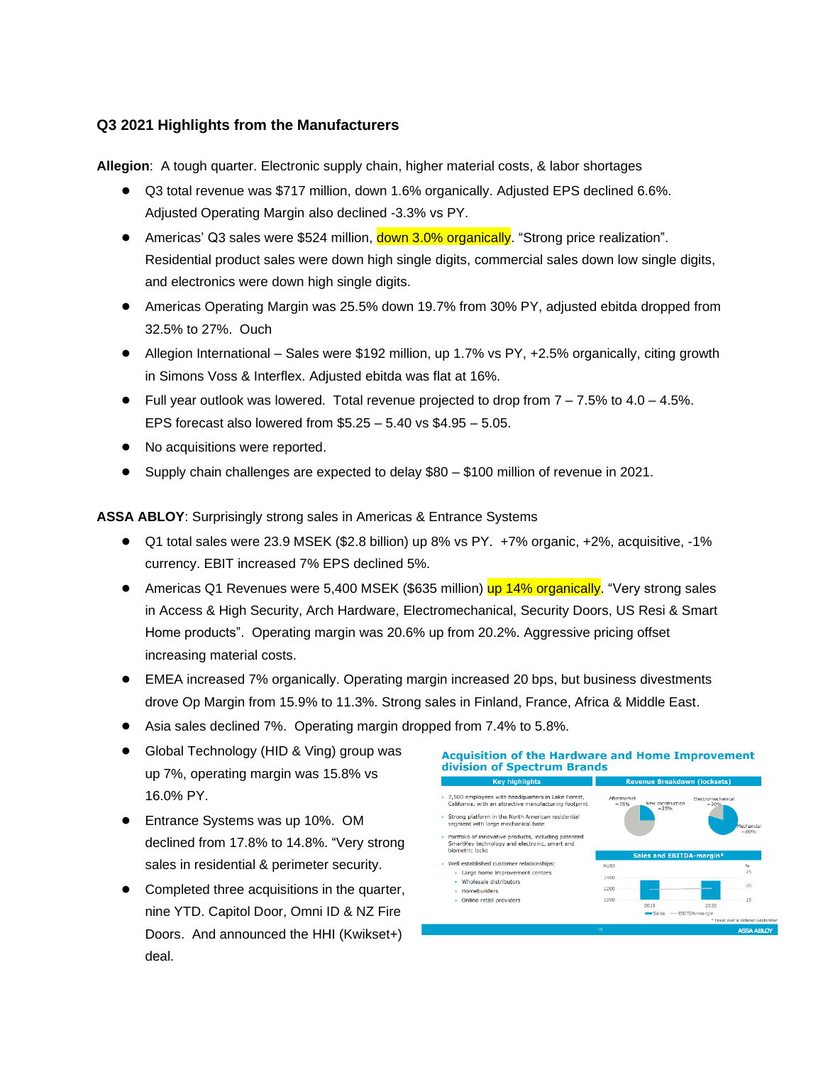### Q3 2021 Highlights from the Manufacturers

**Allegion**: A tough quarter. Electronic supply chain, higher material costs, & labor shortages

- Q3 total revenue was $717 million, down 1.6% organically. Adjusted EPS declined 6.6%. Adjusted Operating Margin also declined -3.3% vs PY.
- Americas' Q3 sales were $524 million, down 3.0% organically. "Strong price realization". Residential product sales were down high single digits, commercial sales down low single digits, and electronics were down high single digits.
- Americas Operating Margin was 25.5% down 19.7% from 30% PY, adjusted ebitda dropped from 32.5% to 27%. Ouch
- Allegion International – Sales were $192 million, up 1.7% vs PY, +2.5% organically, citing growth in Simons Voss & Interflex. Adjusted ebitda was flat at 16%.
- Full year outlook was lowered. Total revenue projected to drop from 7 – 7.5% to 4.0 – 4.5%. EPS forecast also lowered from $5.25 – 5.40 vs $4.95 – 5.05.
- No acquisitions were reported.
- Supply chain challenges are expected to delay $80 – $100 million of revenue in 2021.

**ASSA ABLOY**: Surprisingly strong sales in Americas & Entrance Systems

- Q1 total sales were 23.9 MSEK ($2.8 billion) up 8% vs PY. +7% organic, +2%, acquisitive, -1% currency. EBIT increased 7% EPS declined 5%.
- Americas Q1 Revenues were 5,400 MSEK ($635 million) up 14% organically. "Very strong sales in Access & High Security, Arch Hardware, Electromechanical, Security Doors, US Resi & Smart Home products". Operating margin was 20.6% up from 20.2%. Aggressive pricing offset increasing material costs.
- EMEA increased 7% organically. Operating margin increased 20 bps, but business divestments drove Op Margin from 15.9% to 11.3%. Strong sales in Finland, France, Africa & Middle East.
- Asia sales declined 7%. Operating margin dropped from 7.4% to 5.8%.
- Global Technology (HID & Ving) group was up 7%, operating margin was 15.8% vs 16.0% PY.
- Entrance Systems was up 10%. OM declined from 17.8% to 14.8%. "Very strong sales in residential & perimeter security.
- Completed three acquisitions in the quarter, nine YTD. Capitol Door, Omni ID & NZ Fire Doors. And announced the HHI (Kwikset+) deal.

**Acquisition of the Hardware and Home Improvement division of Spectrum Brands**

**Key highlights**

- 7,500 employees with headquarters in Lake Forest, California, with an attractive manufacturing footprint
- Strong platform in the North American residential segment with large mechanical base
- Portfolio of innovative products, including patented SmartKey technology and electronic, smart and biometric locks
- Well established customer relationships:
  - Large home improvement centers
  - Wholesale distributors
  - Homebuilders
  - Online retail providers

**Revenue Breakdown (locksets)**

Aftermarket ~75% | New construction ~25% | Electromechanical ~20% | Mechanical ~80%

**Sales and EBITDA-margin***

MUSD: 1000, 1200, 1400 | %: 15, 20, 25 | 2019, 2020 | Sales — EBITDA-margin

* Fiscal year is October-September

ASSA ABLOY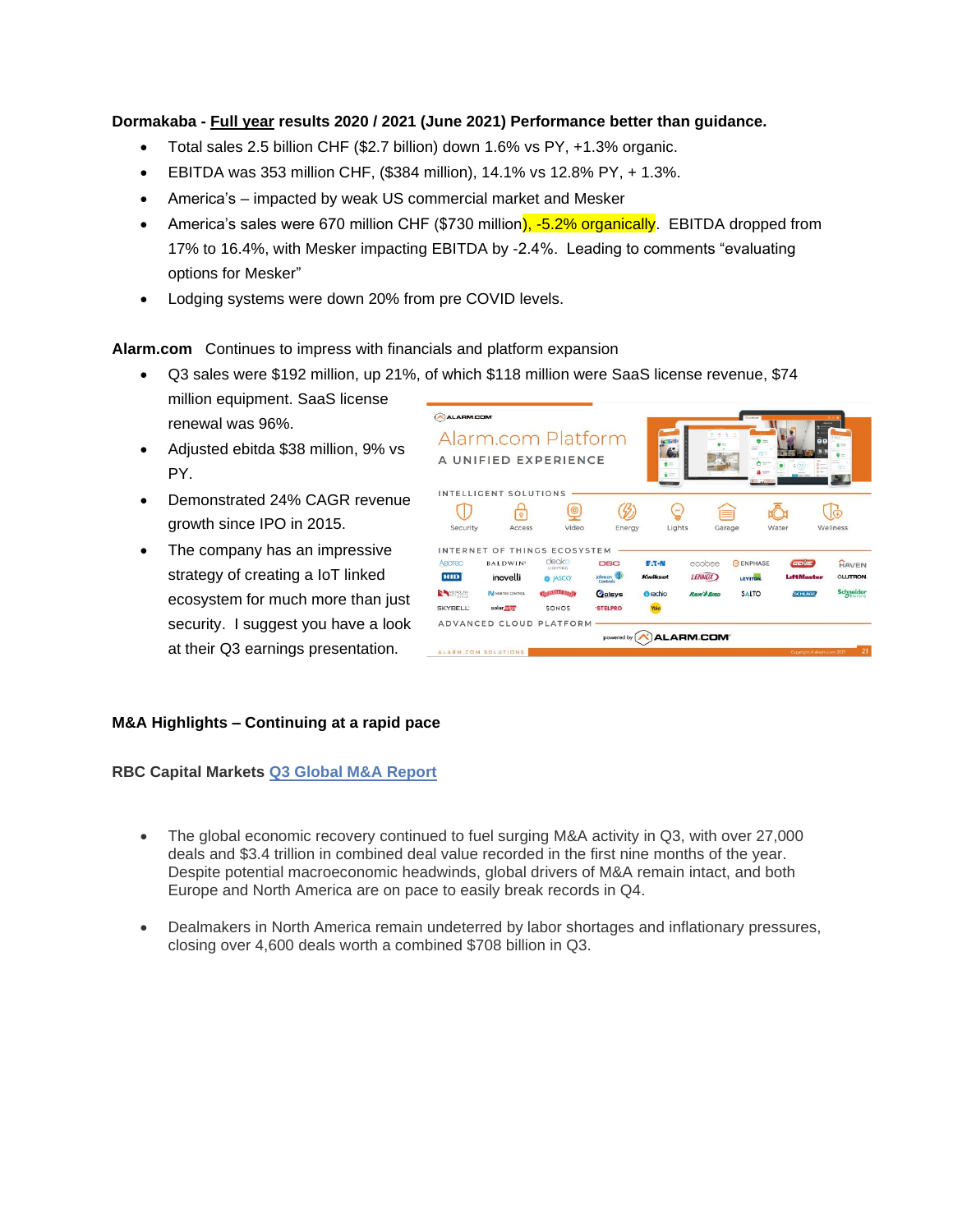**Dormakaba - Full year results 2020 / 2021 (June 2021) Performance better than guidance.**

- Total sales 2.5 billion CHF ($2.7 billion) down 1.6% vs PY, +1.3% organic.
- EBITDA was 353 million CHF, ($384 million), 14.1% vs 12.8% PY, + 1.3%.
- America's – impacted by weak US commercial market and Mesker
- America's sales were 670 million CHF ($730 million), -5.2% organically. EBITDA dropped from 17% to 16.4%, with Mesker impacting EBITDA by -2.4%. Leading to comments "evaluating options for Mesker"
- Lodging systems were down 20% from pre COVID levels.

**Alarm.com** Continues to impress with financials and platform expansion

- Q3 sales were $192 million, up 21%, of which $118 million were SaaS license revenue, $74 million equipment. SaaS license renewal was 96%.
- Adjusted ebitda $38 million, 9% vs PY.
- Demonstrated 24% CAGR revenue growth since IPO in 2015.
- The company has an impressive strategy of creating a IoT linked ecosystem for much more than just security. I suggest you have a look at their Q3 earnings presentation.

**M&A Highlights – Continuing at a rapid pace**

**RBC Capital Markets Q3 Global M&A Report**

- The global economic recovery continued to fuel surging M&A activity in Q3, with over 27,000 deals and $3.4 trillion in combined deal value recorded in the first nine months of the year. Despite potential macroeconomic headwinds, global drivers of M&A remain intact, and both Europe and North America are on pace to easily break records in Q4.
- Dealmakers in North America remain undeterred by labor shortages and inflationary pressures, closing over 4,600 deals worth a combined $708 billion in Q3.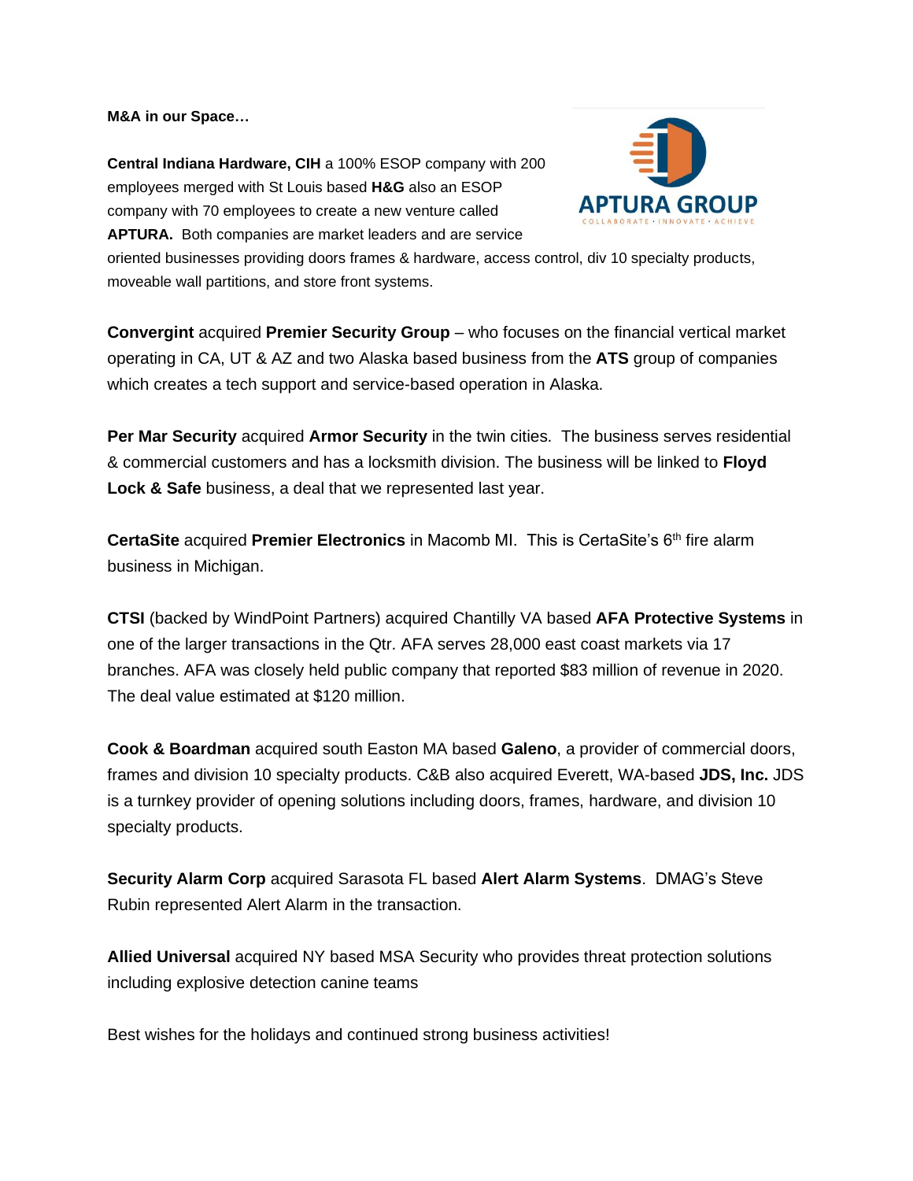**M&A in our Space…**

**Central Indiana Hardware, CIH** a 100% ESOP company with 200 employees merged with St Louis based **H&G** also an ESOP company with 70 employees to create a new venture called **APTURA.** Both companies are market leaders and are service oriented businesses providing doors frames & hardware, access control, div 10 specialty products, moveable wall partitions, and store front systems.

**Convergint** acquired **Premier Security Group** – who focuses on the financial vertical market operating in CA, UT & AZ and two Alaska based business from the **ATS** group of companies which creates a tech support and service-based operation in Alaska.

**Per Mar Security** acquired **Armor Security** in the twin cities. The business serves residential & commercial customers and has a locksmith division. The business will be linked to **Floyd Lock & Safe** business, a deal that we represented last year.

**CertaSite** acquired **Premier Electronics** in Macomb MI. This is CertaSite's 6th fire alarm business in Michigan.

**CTSI** (backed by WindPoint Partners) acquired Chantilly VA based **AFA Protective Systems** in one of the larger transactions in the Qtr. AFA serves 28,000 east coast markets via 17 branches. AFA was closely held public company that reported $83 million of revenue in 2020. The deal value estimated at $120 million.

**Cook & Boardman** acquired south Easton MA based **Galeno**, a provider of commercial doors, frames and division 10 specialty products. C&B also acquired Everett, WA-based **JDS, Inc.** JDS is a turnkey provider of opening solutions including doors, frames, hardware, and division 10 specialty products.

**Security Alarm Corp** acquired Sarasota FL based **Alert Alarm Systems**. DMAG's Steve Rubin represented Alert Alarm in the transaction.

**Allied Universal** acquired NY based MSA Security who provides threat protection solutions including explosive detection canine teams

Best wishes for the holidays and continued strong business activities!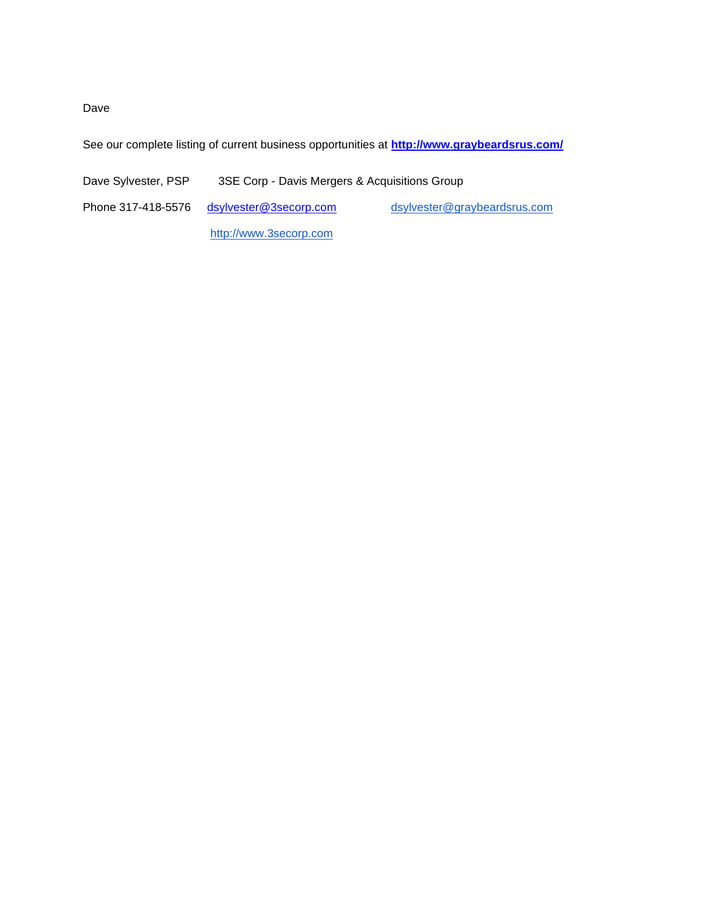Dave

See our complete listing of current business opportunities at **http://www.graybeardsrus.com/**

Dave Sylvester, PSP     3SE Corp - Davis Mergers & Acquisitions Group

Phone 317-418-5576     dsylvester@3secorp.com     dsylvester@graybeardsrus.com

http://www.3secorp.com